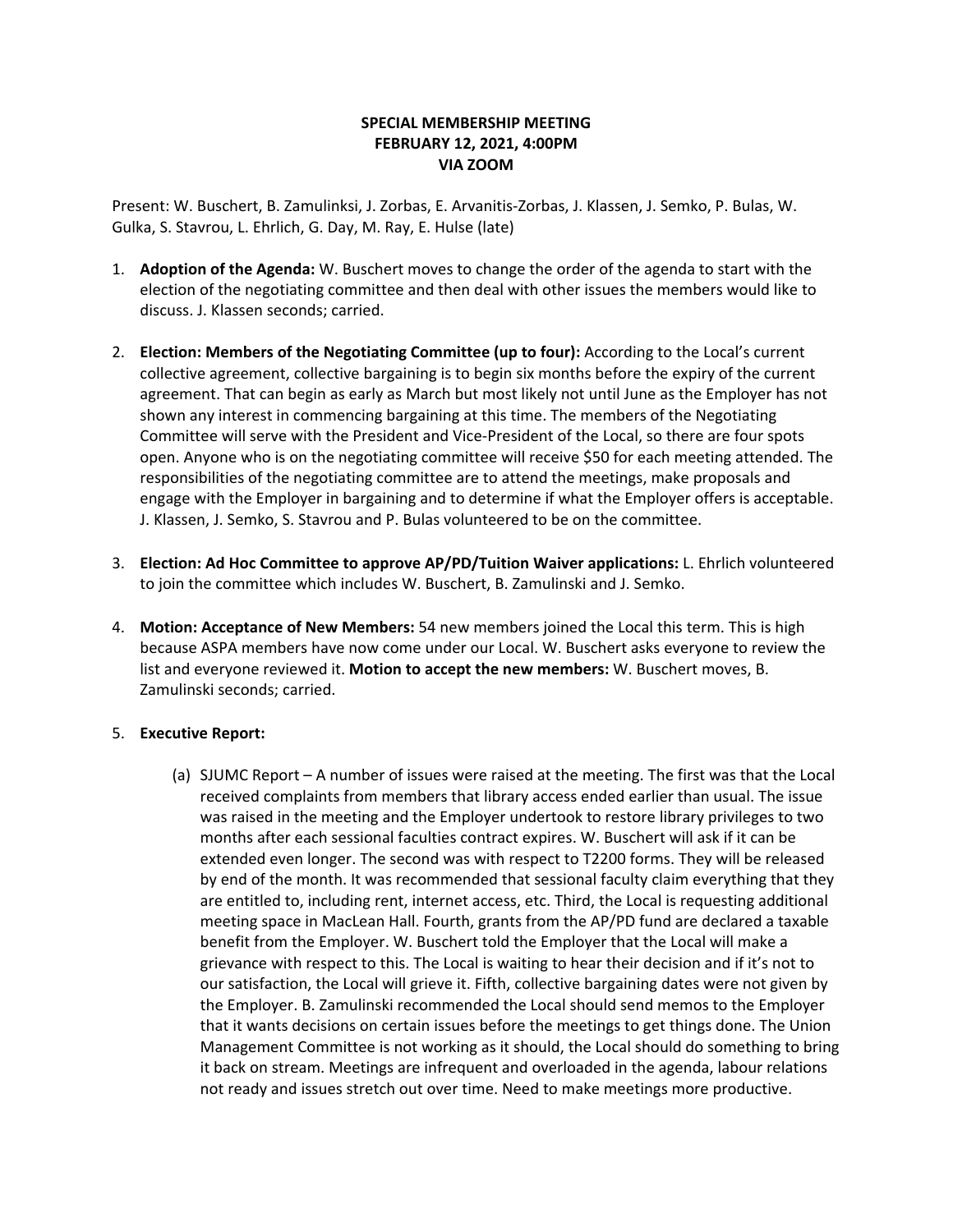**SPECIAL MEMBERSHIP MEETING**
**FEBRUARY 12, 2021, 4:00PM**
**VIA ZOOM**

Present: W. Buschert, B. Zamulinksi, J. Zorbas, E. Arvanitis-Zorbas, J. Klassen, J. Semko, P. Bulas, W. Gulka, S. Stavrou, L. Ehrlich, G. Day, M. Ray, E. Hulse (late)

1. **Adoption of the Agenda:** W. Buschert moves to change the order of the agenda to start with the election of the negotiating committee and then deal with other issues the members would like to discuss. J. Klassen seconds; carried.

2. **Election: Members of the Negotiating Committee (up to four):** According to the Local's current collective agreement, collective bargaining is to begin six months before the expiry of the current agreement. That can begin as early as March but most likely not until June as the Employer has not shown any interest in commencing bargaining at this time. The members of the Negotiating Committee will serve with the President and Vice-President of the Local, so there are four spots open. Anyone who is on the negotiating committee will receive $50 for each meeting attended. The responsibilities of the negotiating committee are to attend the meetings, make proposals and engage with the Employer in bargaining and to determine if what the Employer offers is acceptable. J. Klassen, J. Semko, S. Stavrou and P. Bulas volunteered to be on the committee.

3. **Election: Ad Hoc Committee to approve AP/PD/Tuition Waiver applications:** L. Ehrlich volunteered to join the committee which includes W. Buschert, B. Zamulinski and J. Semko.

4. **Motion: Acceptance of New Members:** 54 new members joined the Local this term. This is high because ASPA members have now come under our Local. W. Buschert asks everyone to review the list and everyone reviewed it. **Motion to accept the new members:** W. Buschert moves, B. Zamulinski seconds; carried.

5. **Executive Report:**

   (a) SJUMC Report – A number of issues were raised at the meeting. The first was that the Local received complaints from members that library access ended earlier than usual. The issue was raised in the meeting and the Employer undertook to restore library privileges to two months after each sessional faculties contract expires. W. Buschert will ask if it can be extended even longer. The second was with respect to T2200 forms. They will be released by end of the month. It was recommended that sessional faculty claim everything that they are entitled to, including rent, internet access, etc. Third, the Local is requesting additional meeting space in MacLean Hall. Fourth, grants from the AP/PD fund are declared a taxable benefit from the Employer. W. Buschert told the Employer that the Local will make a grievance with respect to this. The Local is waiting to hear their decision and if it's not to our satisfaction, the Local will grieve it. Fifth, collective bargaining dates were not given by the Employer. B. Zamulinski recommended the Local should send memos to the Employer that it wants decisions on certain issues before the meetings to get things done. The Union Management Committee is not working as it should, the Local should do something to bring it back on stream. Meetings are infrequent and overloaded in the agenda, labour relations not ready and issues stretch out over time. Need to make meetings more productive.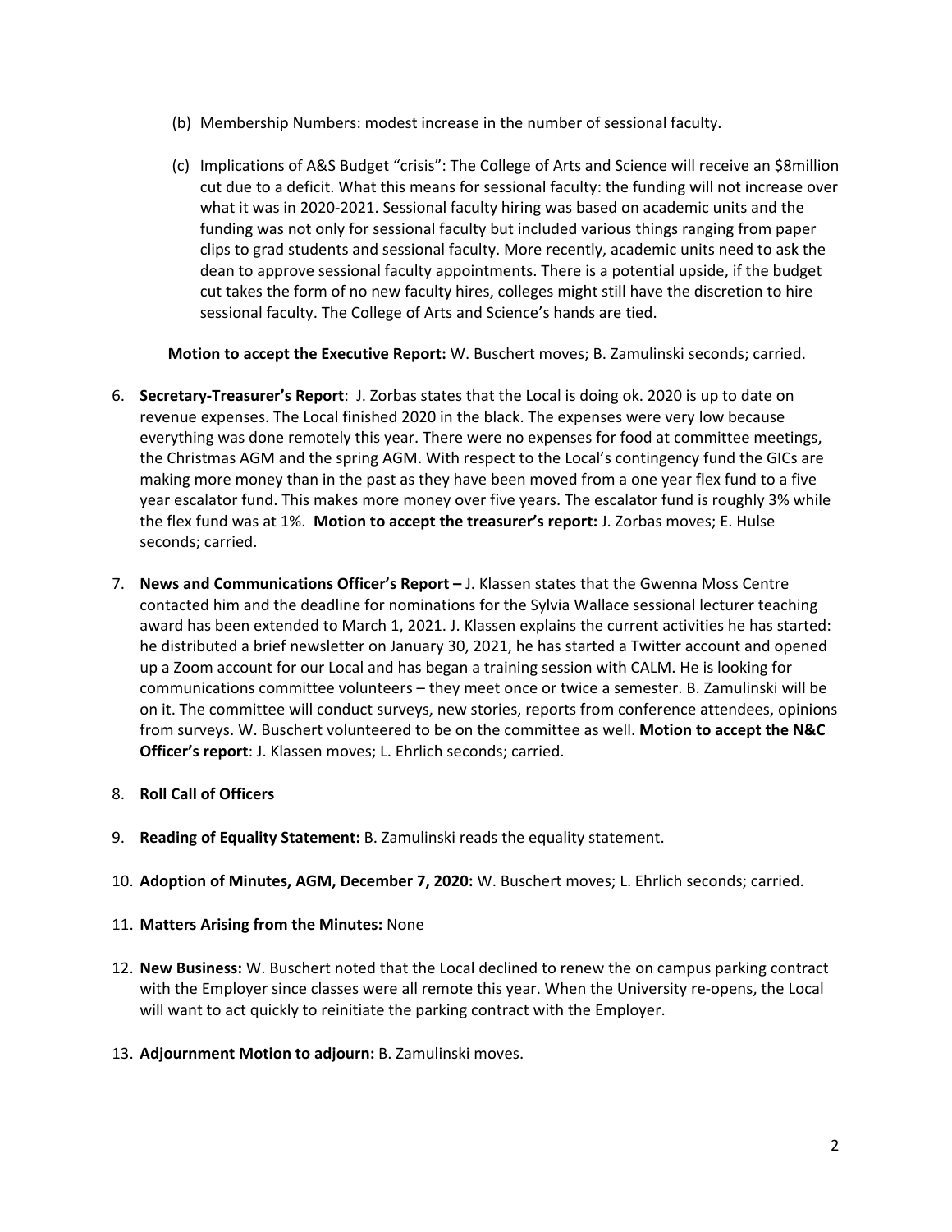(b) Membership Numbers: modest increase in the number of sessional faculty.

(c) Implications of A&S Budget "crisis": The College of Arts and Science will receive an $8million cut due to a deficit. What this means for sessional faculty: the funding will not increase over what it was in 2020-2021. Sessional faculty hiring was based on academic units and the funding was not only for sessional faculty but included various things ranging from paper clips to grad students and sessional faculty. More recently, academic units need to ask the dean to approve sessional faculty appointments. There is a potential upside, if the budget cut takes the form of no new faculty hires, colleges might still have the discretion to hire sessional faculty. The College of Arts and Science's hands are tied.

**Motion to accept the Executive Report:** W. Buschert moves; B. Zamulinski seconds; carried.

6. **Secretary-Treasurer's Report**: J. Zorbas states that the Local is doing ok. 2020 is up to date on revenue expenses. The Local finished 2020 in the black. The expenses were very low because everything was done remotely this year. There were no expenses for food at committee meetings, the Christmas AGM and the spring AGM. With respect to the Local's contingency fund the GICs are making more money than in the past as they have been moved from a one year flex fund to a five year escalator fund. This makes more money over five years. The escalator fund is roughly 3% while the flex fund was at 1%. **Motion to accept the treasurer's report:** J. Zorbas moves; E. Hulse seconds; carried.

7. **News and Communications Officer's Report –** J. Klassen states that the Gwenna Moss Centre contacted him and the deadline for nominations for the Sylvia Wallace sessional lecturer teaching award has been extended to March 1, 2021. J. Klassen explains the current activities he has started: he distributed a brief newsletter on January 30, 2021, he has started a Twitter account and opened up a Zoom account for our Local and has began a training session with CALM. He is looking for communications committee volunteers – they meet once or twice a semester. B. Zamulinski will be on it. The committee will conduct surveys, new stories, reports from conference attendees, opinions from surveys. W. Buschert volunteered to be on the committee as well. **Motion to accept the N&C Officer's report**: J. Klassen moves; L. Ehrlich seconds; carried.

8. **Roll Call of Officers**

9. **Reading of Equality Statement:** B. Zamulinski reads the equality statement.

10. **Adoption of Minutes, AGM, December 7, 2020:** W. Buschert moves; L. Ehrlich seconds; carried.

11. **Matters Arising from the Minutes:** None

12. **New Business:** W. Buschert noted that the Local declined to renew the on campus parking contract with the Employer since classes were all remote this year. When the University re-opens, the Local will want to act quickly to reinitiate the parking contract with the Employer.

13. **Adjournment Motion to adjourn:** B. Zamulinski moves.